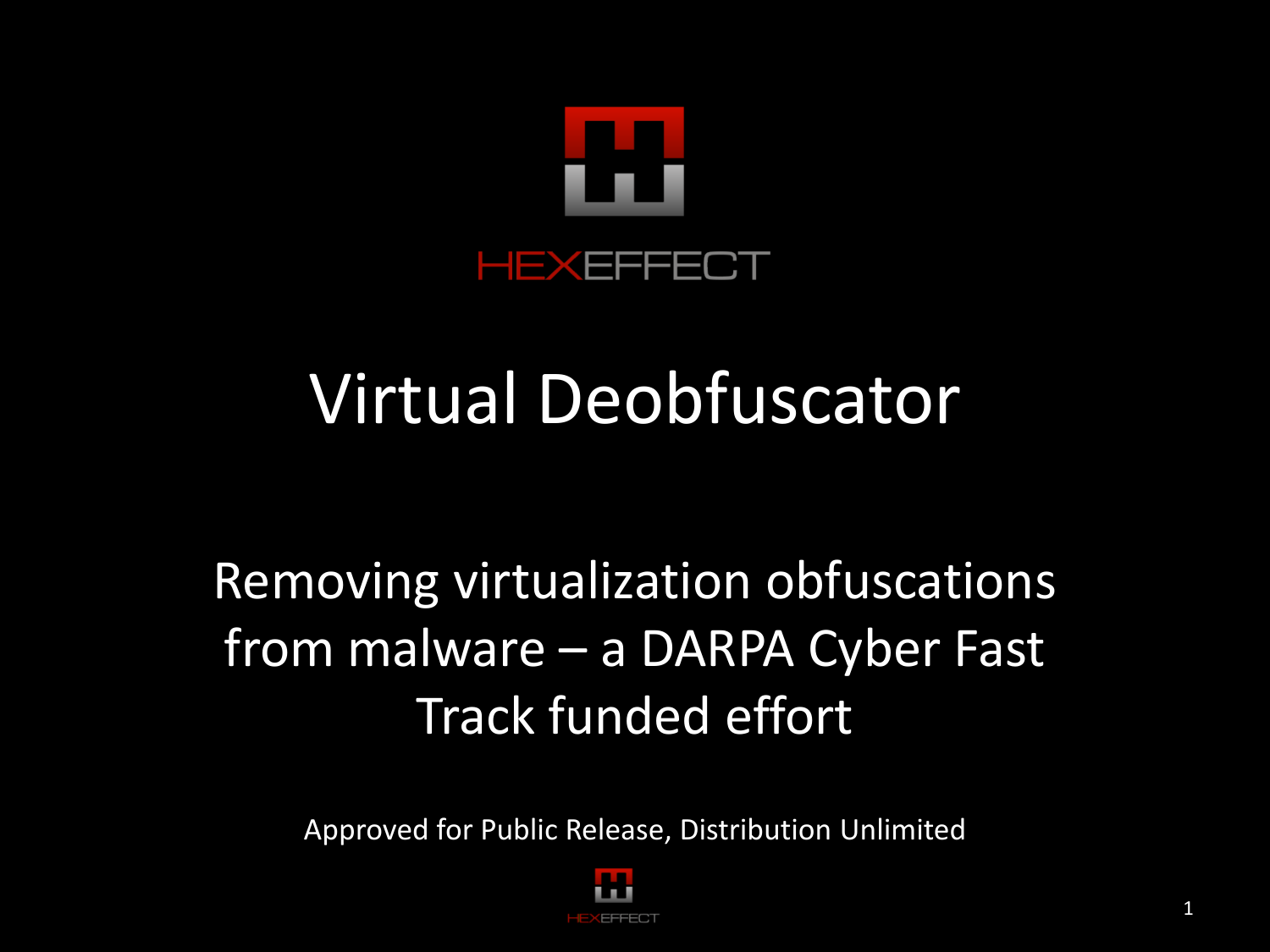HEXEFFECT

# Virtual Deobfuscator

## Removing virtualization obfuscations from malware – a DARPA Cyber Fast Track funded effort

Approved for Public Release, Distribution Unlimited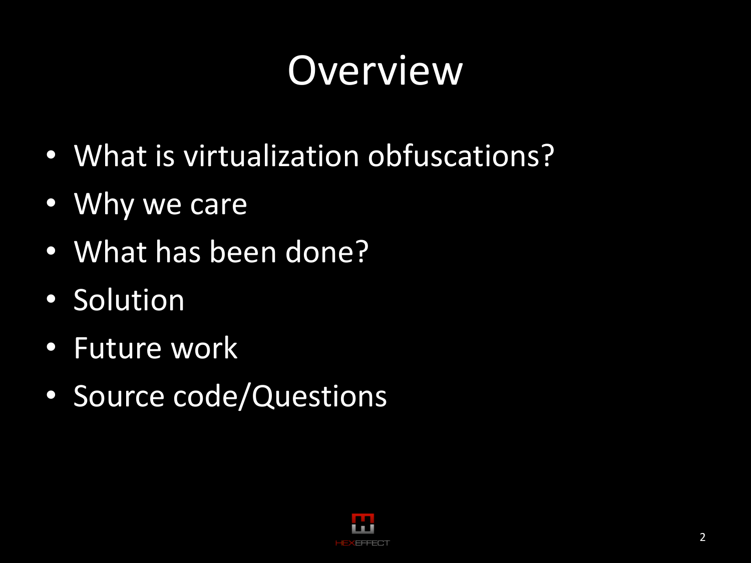# Overview

- What is virtualization obfuscations?
- Why we care
- What has been done?
- Solution
- Future work
- Source code/Questions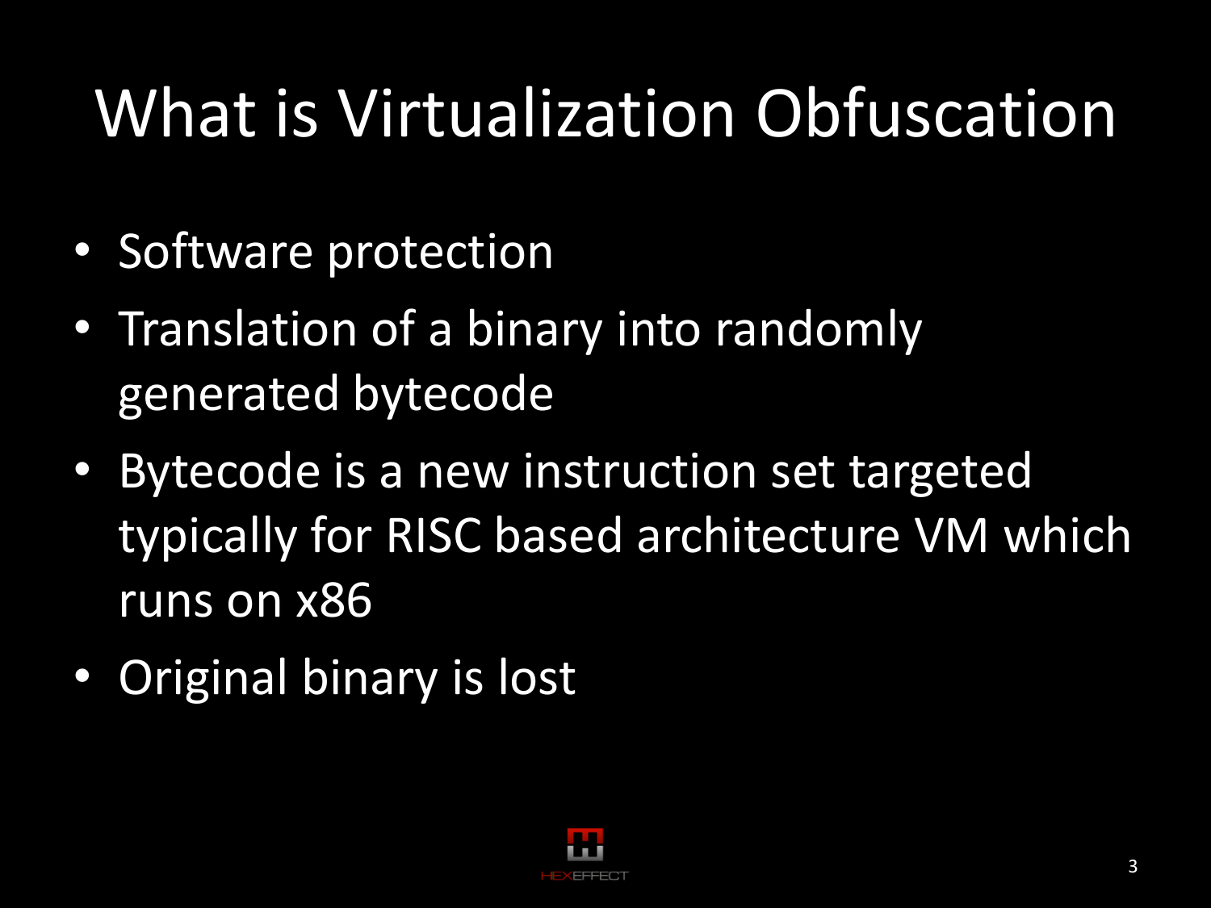# What is Virtualization Obfuscation

- Software protection
- Translation of a binary into randomly generated bytecode
- Bytecode is a new instruction set targeted typically for RISC based architecture VM which runs on x86
- Original binary is lost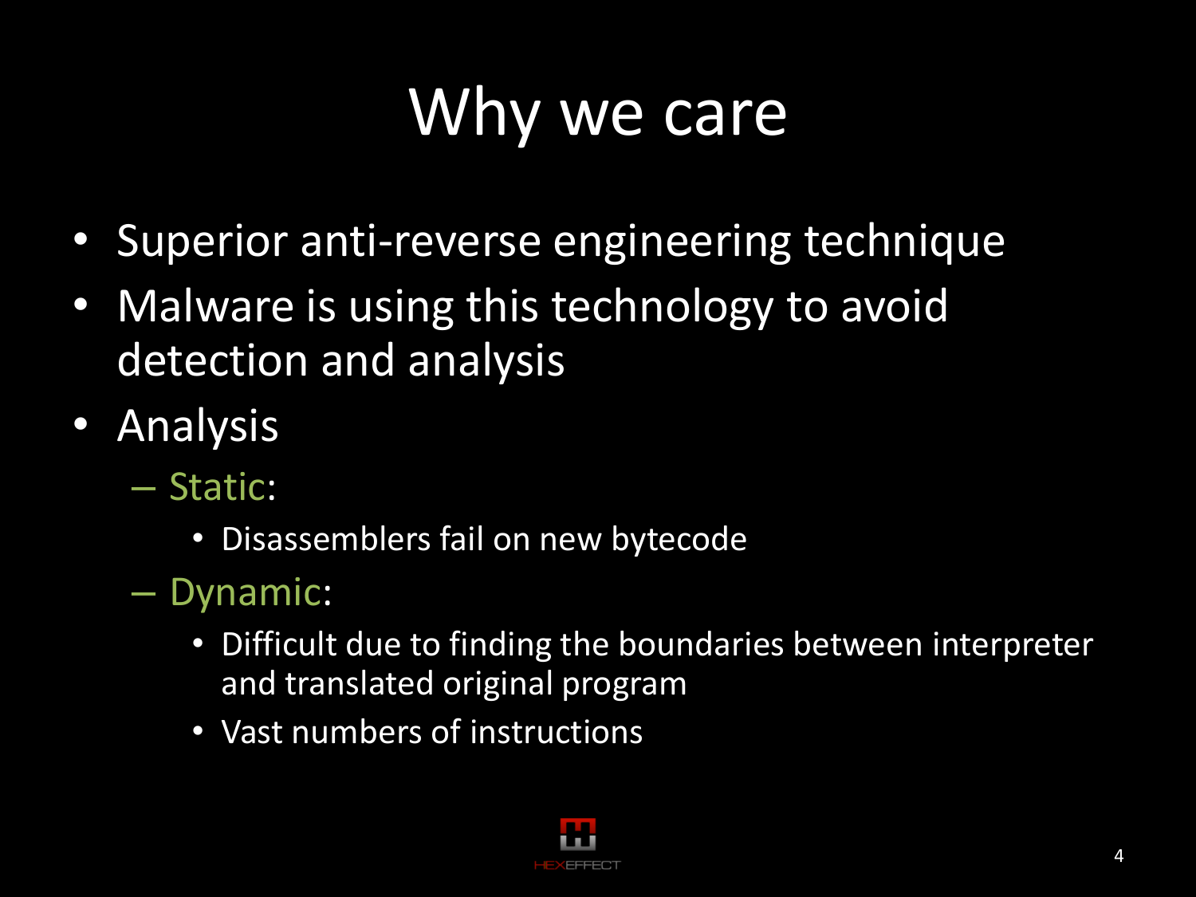# Why we care

- Superior anti-reverse engineering technique
- Malware is using this technology to avoid detection and analysis
- Analysis
  - Static:
    - Disassemblers fail on new bytecode
  - Dynamic:
    - Difficult due to finding the boundaries between interpreter and translated original program
    - Vast numbers of instructions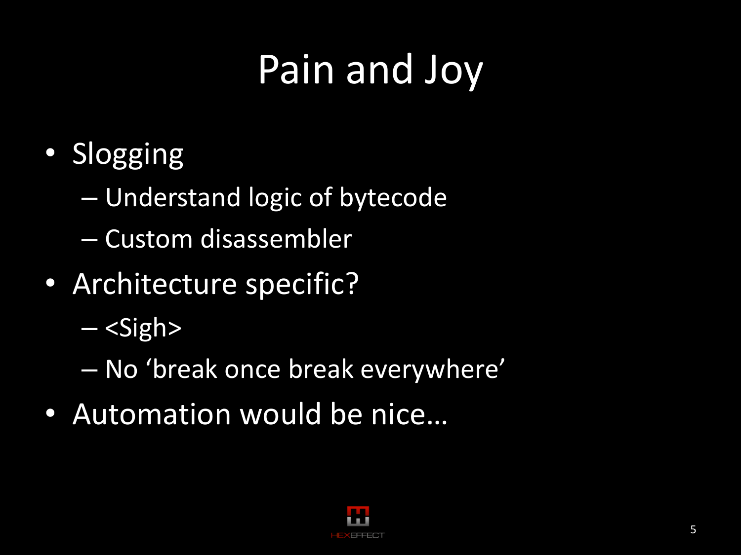# Pain and Joy

- Slogging
  - Understand logic of bytecode
  - Custom disassembler
- Architecture specific?
  - <Sigh>
  - No 'break once break everywhere'
- Automation would be nice…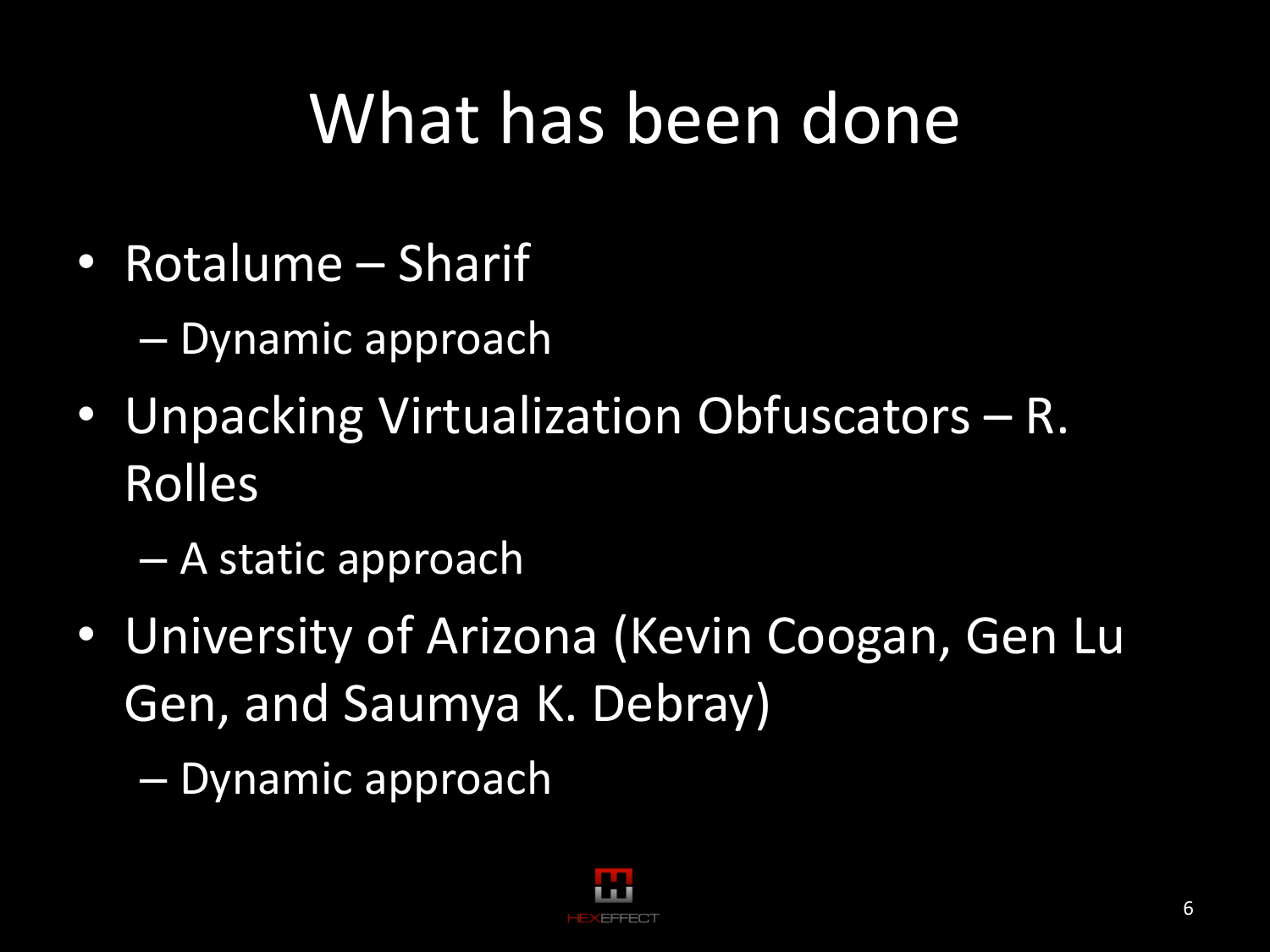# What has been done

- Rotalume – Sharif
  - Dynamic approach
- Unpacking Virtualization Obfuscators – R. Rolles
  - A static approach
- University of Arizona (Kevin Coogan, Gen Lu Gen, and Saumya K. Debray)
  - Dynamic approach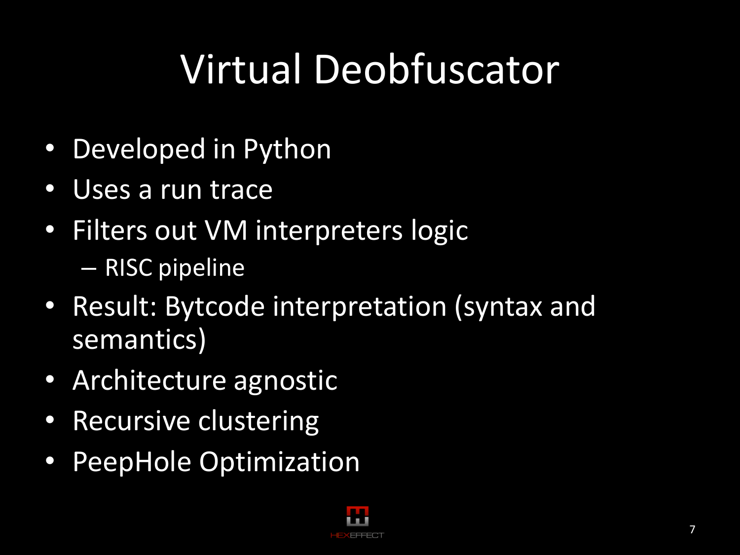# Virtual Deobfuscator

- Developed in Python
- Uses a run trace
- Filters out VM interpreters logic
  - RISC pipeline
- Result: Bytcode interpretation (syntax and semantics)
- Architecture agnostic
- Recursive clustering
- PeepHole Optimization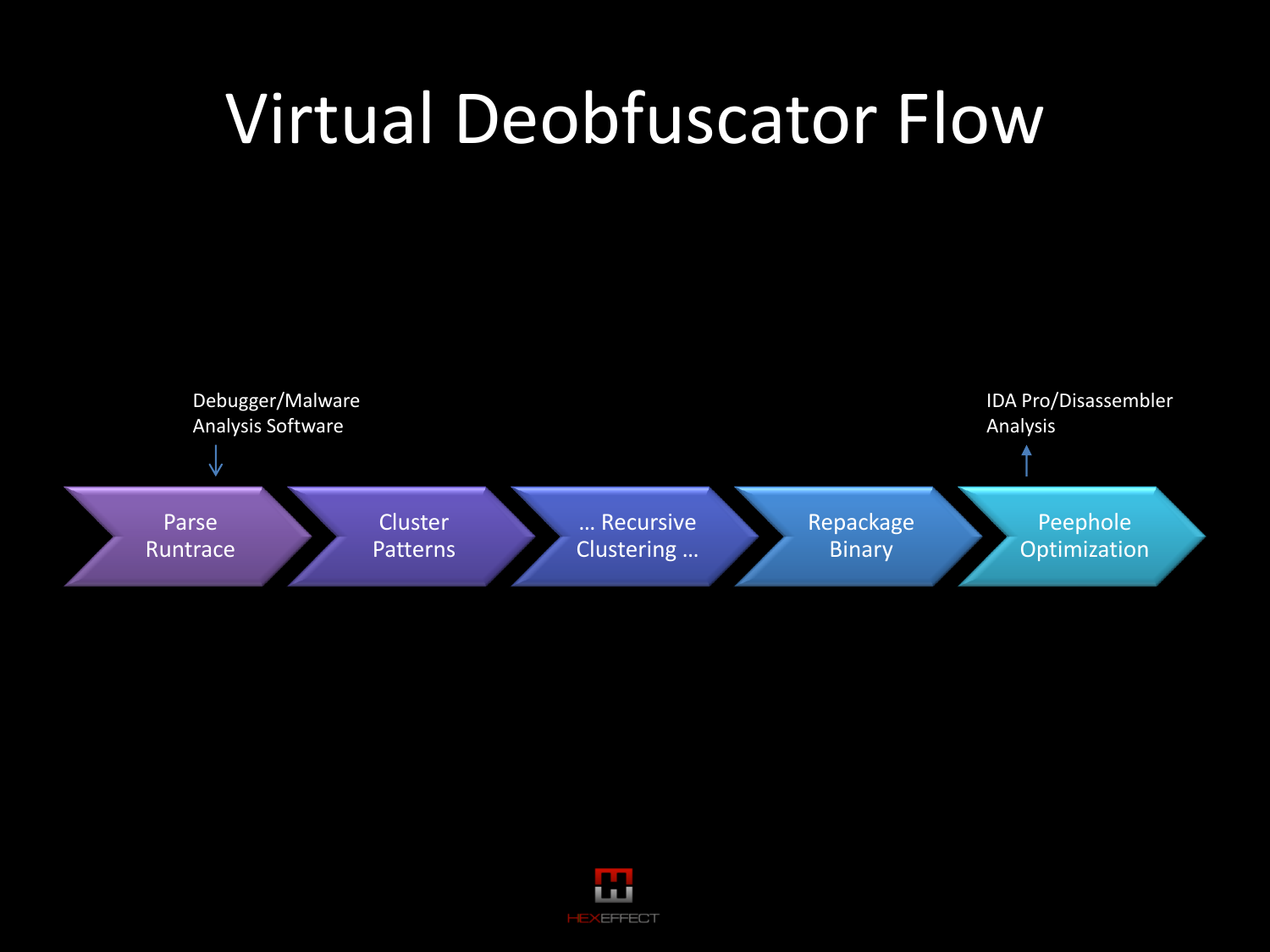# Virtual Deobfuscator Flow

Debugger/Malware Analysis Software

Parse Runtrace → Cluster Patterns → … Recursive Clustering … → Repackage Binary → Peephole Optimization

IDA Pro/Disassembler Analysis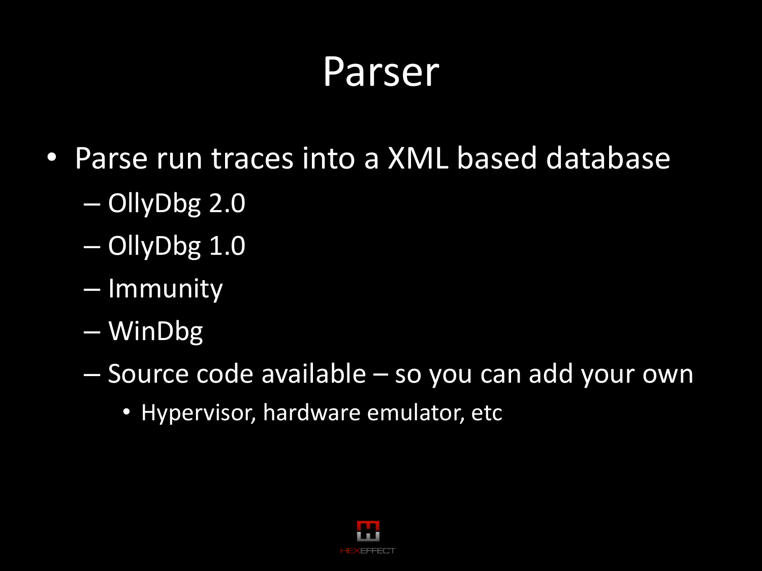# Parser

- Parse run traces into a XML based database
  - OllyDbg 2.0
  - OllyDbg 1.0
  - Immunity
  - WinDbg
  - Source code available – so you can add your own
    - Hypervisor, hardware emulator, etc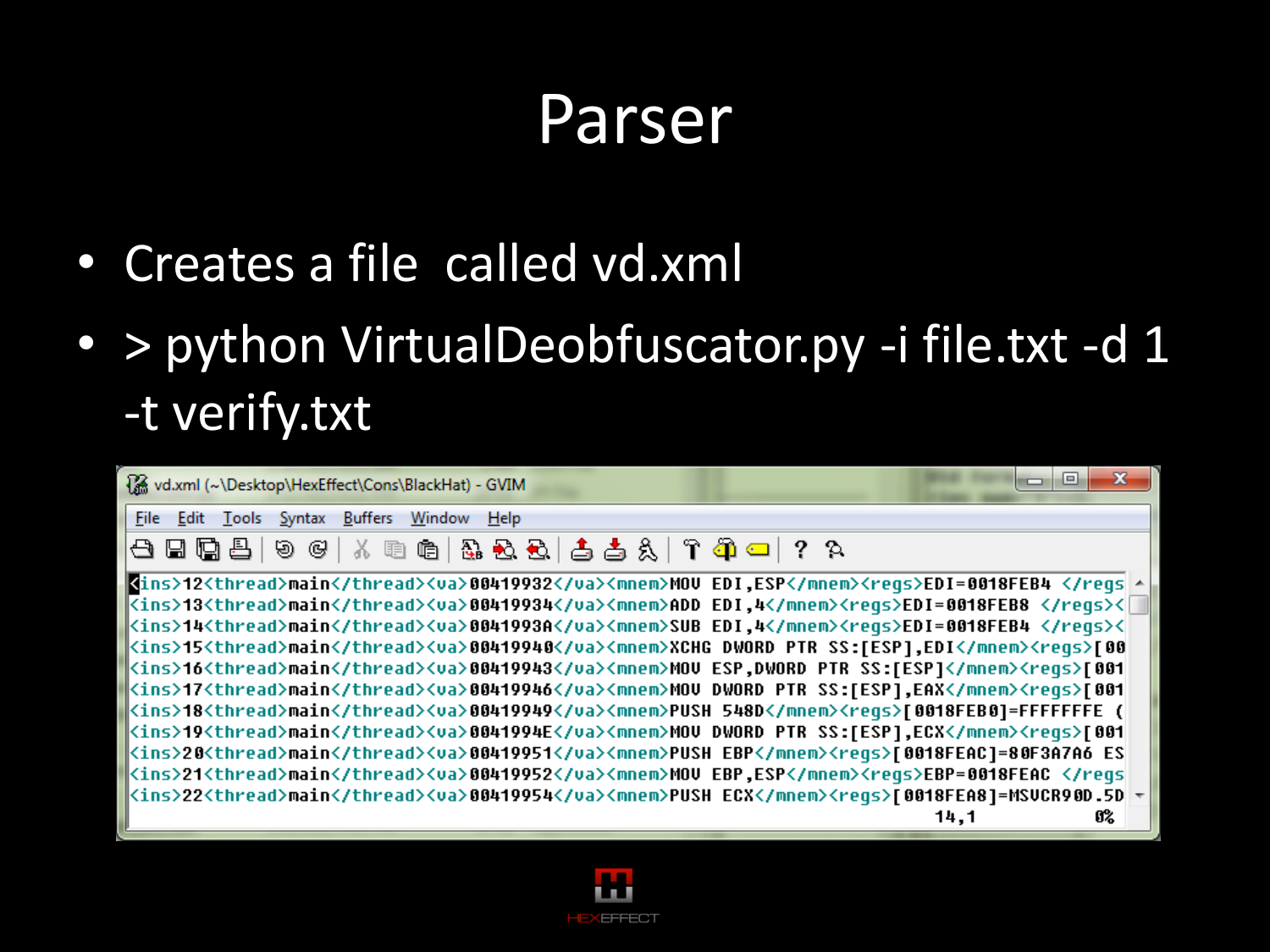# Parser

- Creates a file called vd.xml
- > python VirtualDeobfuscator.py -i file.txt -d 1 -t verify.txt

```
<ins>12<thread>main</thread><va>00419932</va><mnem>MOV EDI,ESP</mnem><regs>EDI=0018FEB4 </regs
<ins>13<thread>main</thread><va>00419934</va><mnem>ADD EDI,4</mnem><regs>EDI=0018FEB8 </regs><
<ins>14<thread>main</thread><va>0041993A</va><mnem>SUB EDI,4</mnem><regs>EDI=0018FEB4 </regs><
<ins>15<thread>main</thread><va>00419940</va><mnem>XCHG DWORD PTR SS:[ESP],EDI</mnem><regs>[00
<ins>16<thread>main</thread><va>00419943</va><mnem>MOV ESP,DWORD PTR SS:[ESP]</mnem><regs>[001
<ins>17<thread>main</thread><va>00419946</va><mnem>MOV DWORD PTR SS:[ESP],EAX</mnem><regs>[001
<ins>18<thread>main</thread><va>00419949</va><mnem>PUSH 548D</mnem><regs>[0018FEB0]=FFFFFFFE (
<ins>19<thread>main</thread><va>0041994E</va><mnem>MOV DWORD PTR SS:[ESP],ECX</mnem><regs>[001
<ins>20<thread>main</thread><va>00419951</va><mnem>PUSH EBP</mnem><regs>[0018FEAC]=80F3A7A6 ES
<ins>21<thread>main</thread><va>00419952</va><mnem>MOV EBP,ESP</mnem><regs>EBP=0018FEAC </regs
<ins>22<thread>main</thread><va>00419954</va><mnem>PUSH ECX</mnem><regs>[0018FEA8]=MSVCR90D.5D
```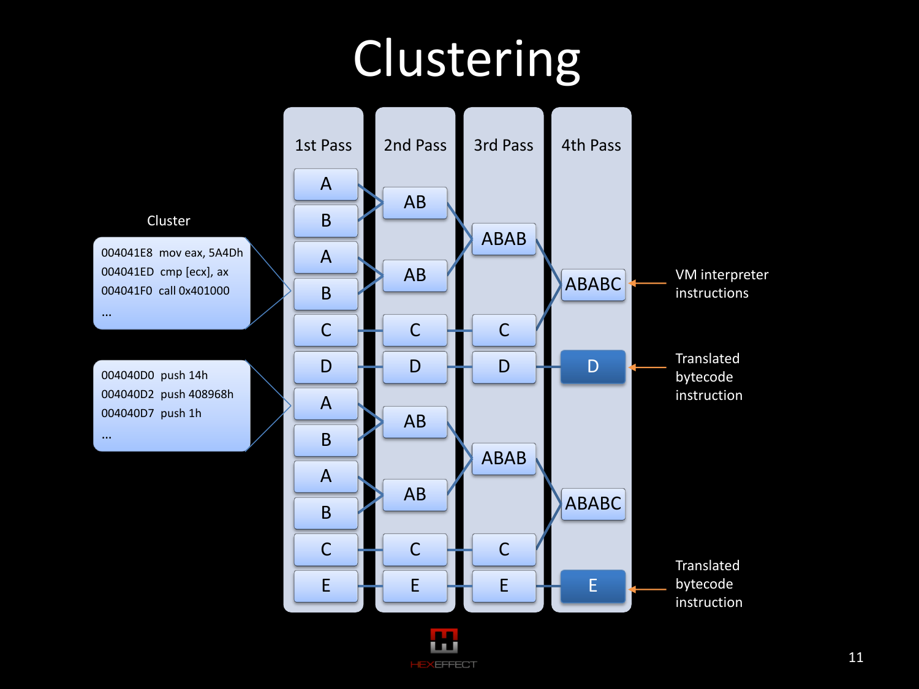# Clustering

**Cluster**

```
004041E8  mov eax, 5A4Dh
004041ED  cmp [ecx], ax
004041F0  call 0x401000
...
```

```
004040D0  push 14h
004040D2  push 408968h
004040D7  push 1h
...
```

| 1st Pass | 2nd Pass | 3rd Pass | 4th Pass |
|---|---|---|---|
| A | | | |
| B | AB | | |
| A | | ABAB | |
| B | AB | | ABABC |
| C | C | C | |
| D | D | D | D |
| A | | | |
| B | AB | | |
| A | | ABAB | |
| B | AB | | ABABC |
| C | C | C | |
| E | E | E | E |

- ABABC ← VM interpreter instructions
- D ← Translated bytecode instruction
- E ← Translated bytecode instruction

HEXEFFECT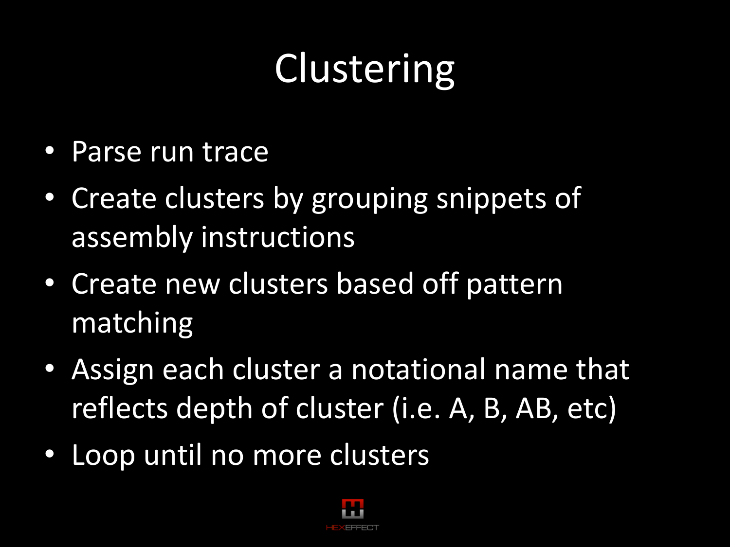# Clustering

- Parse run trace
- Create clusters by grouping snippets of assembly instructions
- Create new clusters based off pattern matching
- Assign each cluster a notational name that reflects depth of cluster (i.e. A, B, AB, etc)
- Loop until no more clusters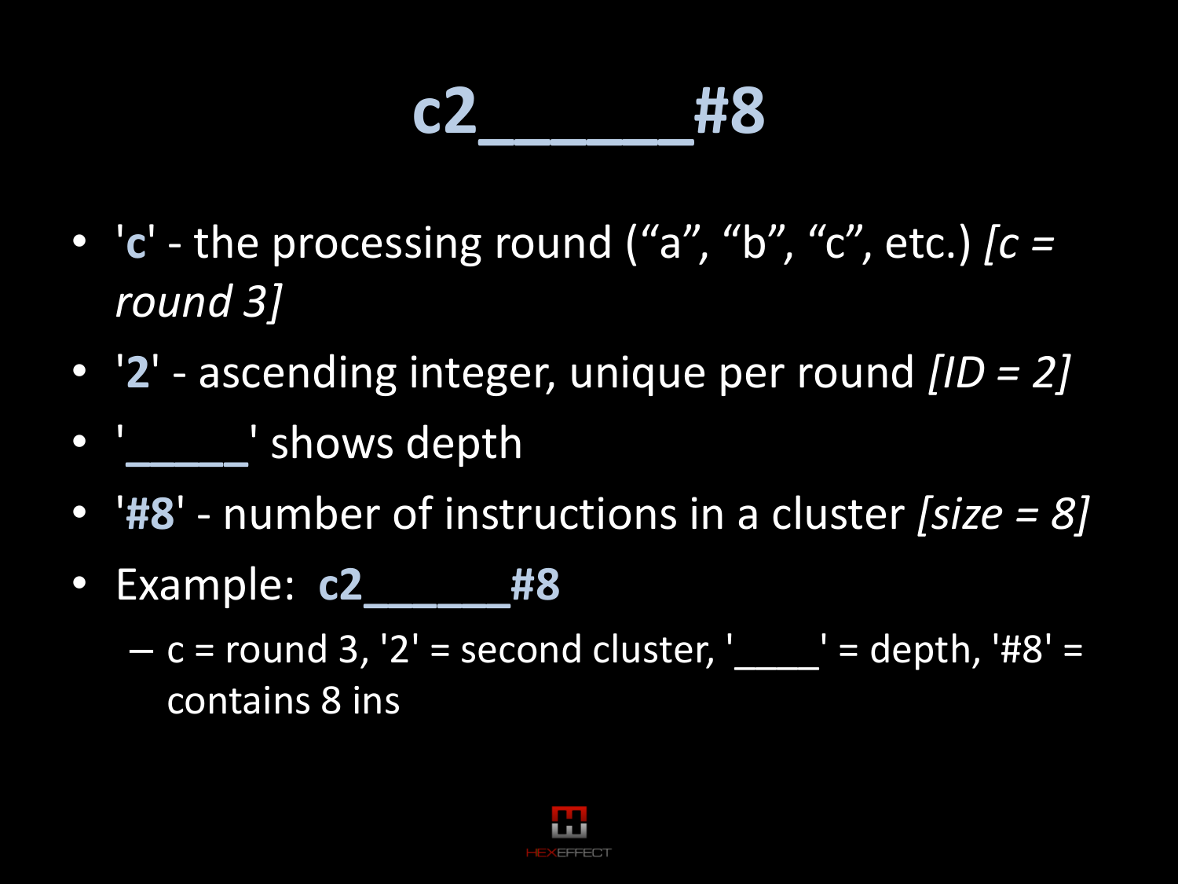# c2______#8

- '**c**' - the processing round (“a”, “b”, “c”, etc.) *[c = round 3]*
- '**2**' - ascending integer, unique per round *[ID = 2]*
- '______' shows depth
- '**#8**' - number of instructions in a cluster *[size = 8]*
- Example: **c2______#8**
  - c = round 3, '2' = second cluster, '____' = depth, '#8' = contains 8 ins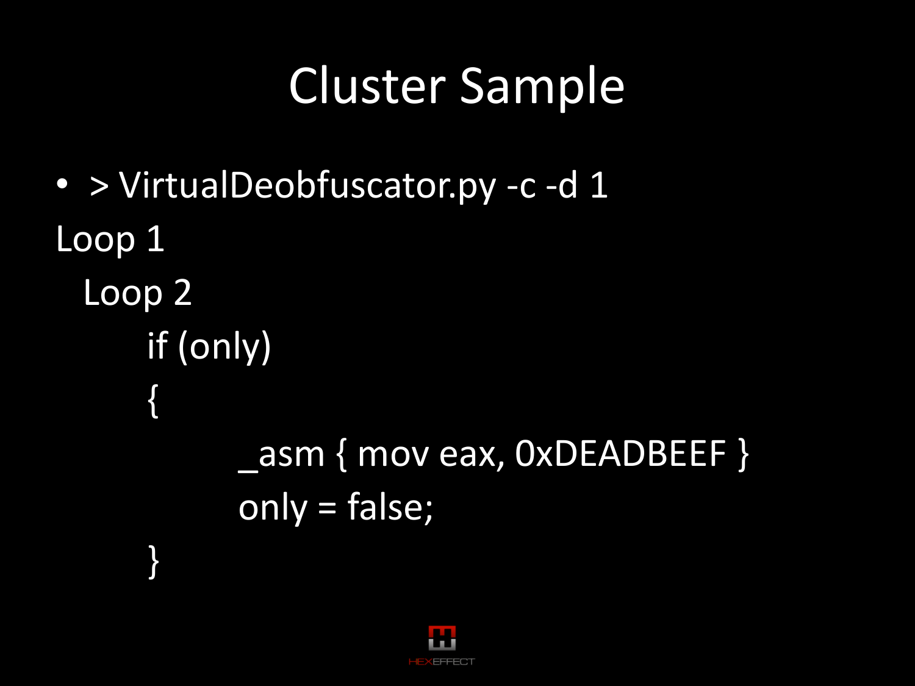# Cluster Sample

- > VirtualDeobfuscator.py -c -d 1

```
Loop 1
  Loop 2
      if (only)
      {
            _asm { mov eax, 0xDEADBEEF }
            only = false;
      }
```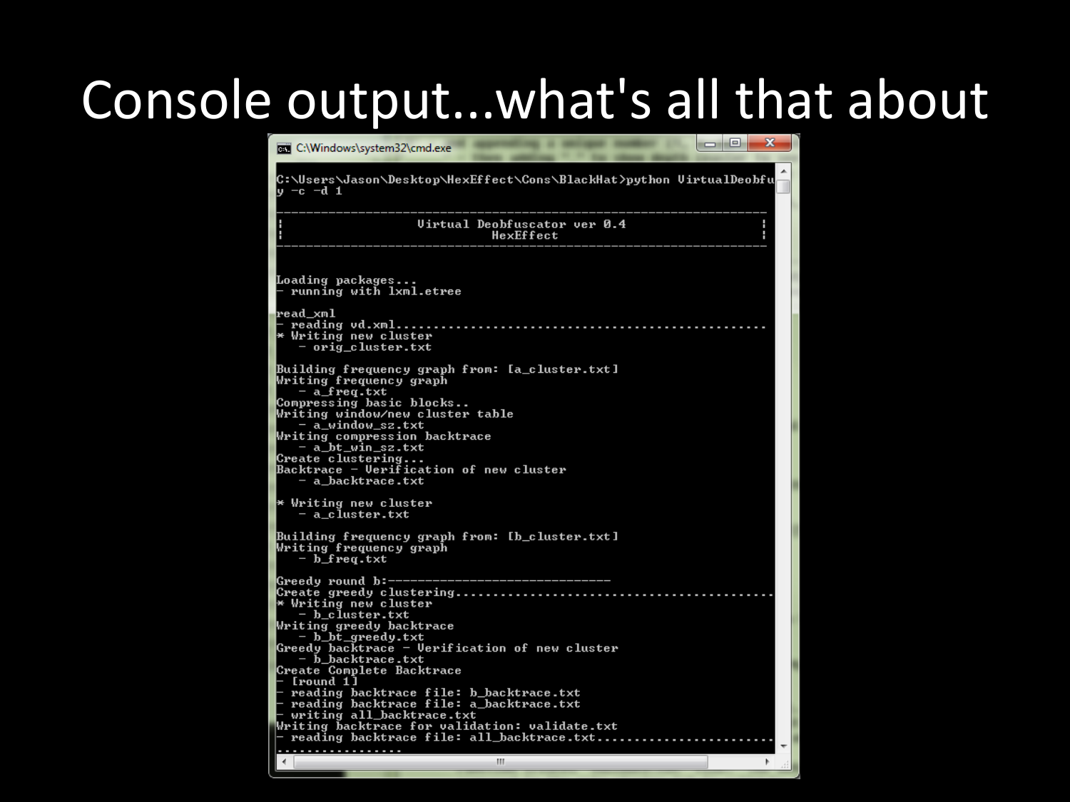# Console output...what's all that about

```
C:\Windows\system32\cmd.exe

C:\Users\Jason\Desktop\HexEffect\Cons\BlackHat>python VirtualDeobfu
y -c -d 1

----------------------------------------------------------------
|                  Virtual Deobfuscator ver 0.4                 |
|                           HexEffect                           |
----------------------------------------------------------------


Loading packages...
- running with lxml.etree

read_xml
- reading vd.xml................................................
* Writing new cluster
   - orig_cluster.txt

Building frequency graph from: [a_cluster.txt]
Writing frequency graph
   - a_freq.txt
Compressing basic blocks..
Writing window/new cluster table
   - a_window_sz.txt
Writing compression backtrace
   - a_bt_win_sz.txt
Create clustering...
Backtrace - Verification of new cluster
   - a_backtrace.txt

* Writing new cluster
   - a_cluster.txt

Building frequency graph from: [b_cluster.txt]
Writing frequency graph
   - b_freq.txt

Greedy round b:------------------------------
Create greedy clustering........................................
* Writing new cluster
   - b_cluster.txt
Writing greedy backtrace
   - b_bt_greedy.txt
Greedy backtrace - Verification of new cluster
   - b_backtrace.txt
Create Complete Backtrace
- [round 1]
- reading backtrace file: b_backtrace.txt
- reading backtrace file: a_backtrace.txt
- writing all_backtrace.txt
Writing backtrace for validation: validate.txt
- reading backtrace file: all_backtrace.txt.........................
.................
```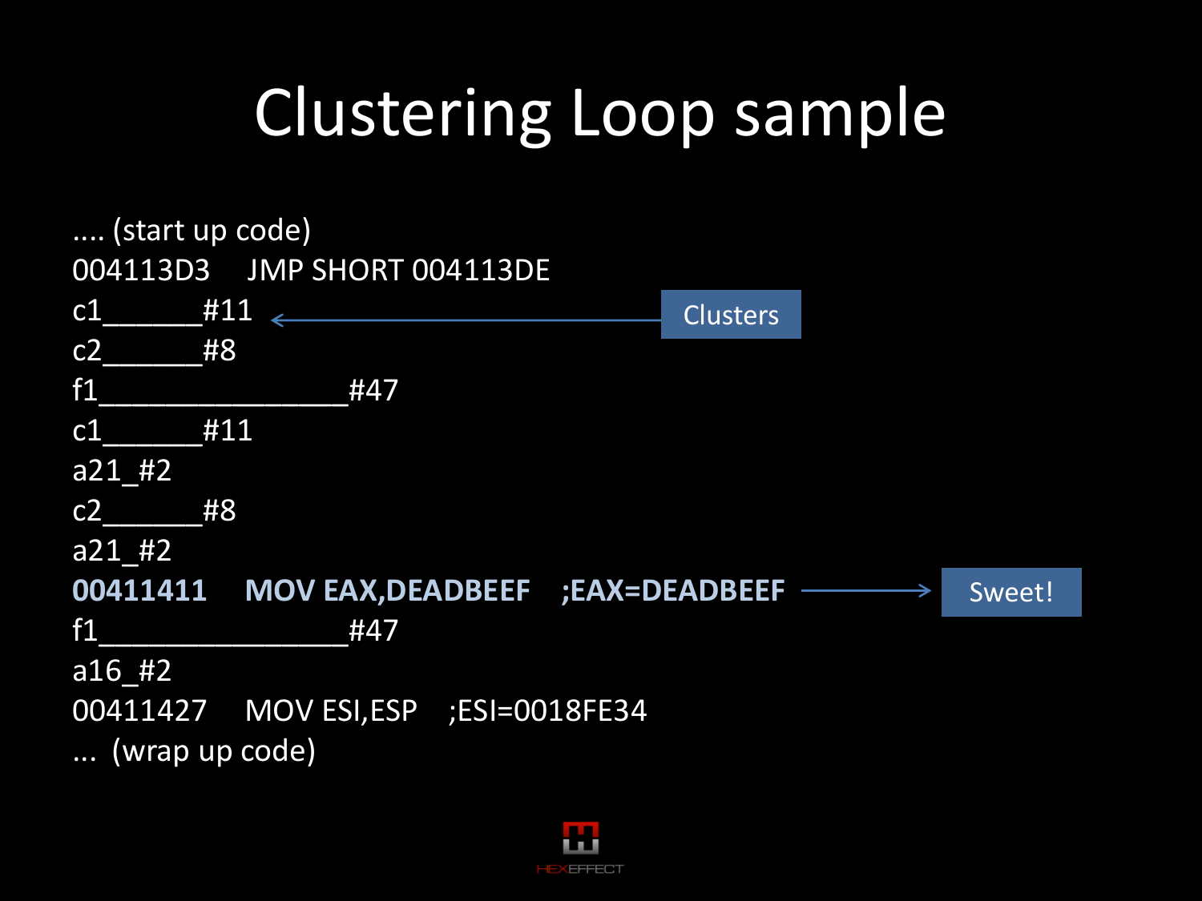# Clustering Loop sample

```
.... (start up code)
004113D3    JMP SHORT 004113DE
c1_______#11
c2_______#8
f1_________________#47
c1_______#11
a21_#2
c2_______#8
a21_#2
00411411    MOV EAX,DEADBEEF    ;EAX=DEADBEEF
f1_________________#47
a16_#2
00411427    MOV ESI,ESP    ;ESI=0018FE34
... (wrap up code)
```

Clusters

Sweet!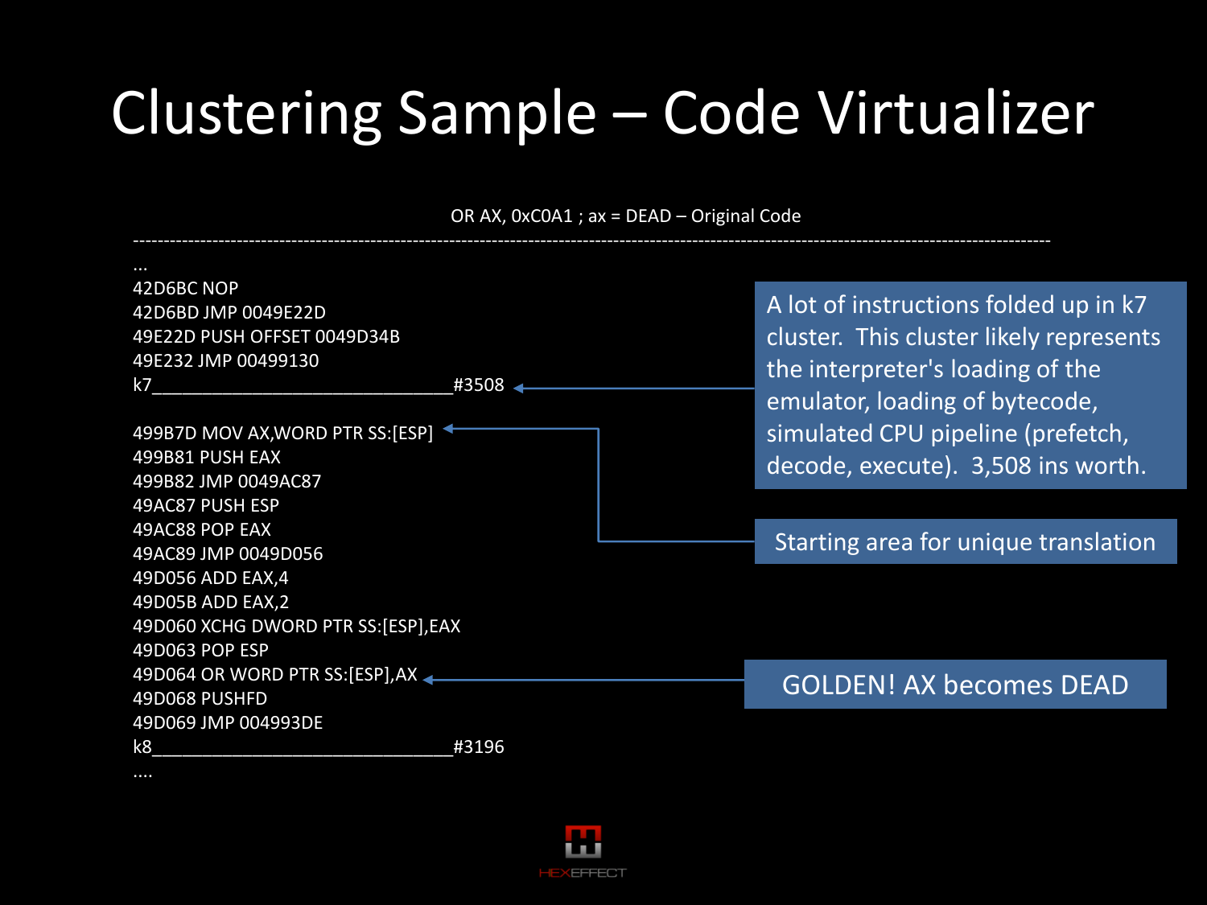# Clustering Sample – Code Virtualizer

```
OR AX, 0xC0A1 ; ax = DEAD – Original Code
---------------------------------------------------------------------------------------------------------------------------------------
...
42D6BC NOP
42D6BD JMP 0049E22D
49E22D PUSH OFFSET 0049D34B
49E232 JMP 00499130
k7_________________________________#3508

499B7D MOV AX,WORD PTR SS:[ESP]
499B81 PUSH EAX
499B82 JMP 0049AC87
49AC87 PUSH ESP
49AC88 POP EAX
49AC89 JMP 0049D056
49D056 ADD EAX,4
49D05B ADD EAX,2
49D060 XCHG DWORD PTR SS:[ESP],EAX
49D063 POP ESP
49D064 OR WORD PTR SS:[ESP],AX
49D068 PUSHFD
49D069 JMP 004993DE
k8_________________________________#3196
....
```

A lot of instructions folded up in k7 cluster. This cluster likely represents the interpreter's loading of the emulator, loading of bytecode, simulated CPU pipeline (prefetch, decode, execute). 3,508 ins worth.

Starting area for unique translation

GOLDEN! AX becomes DEAD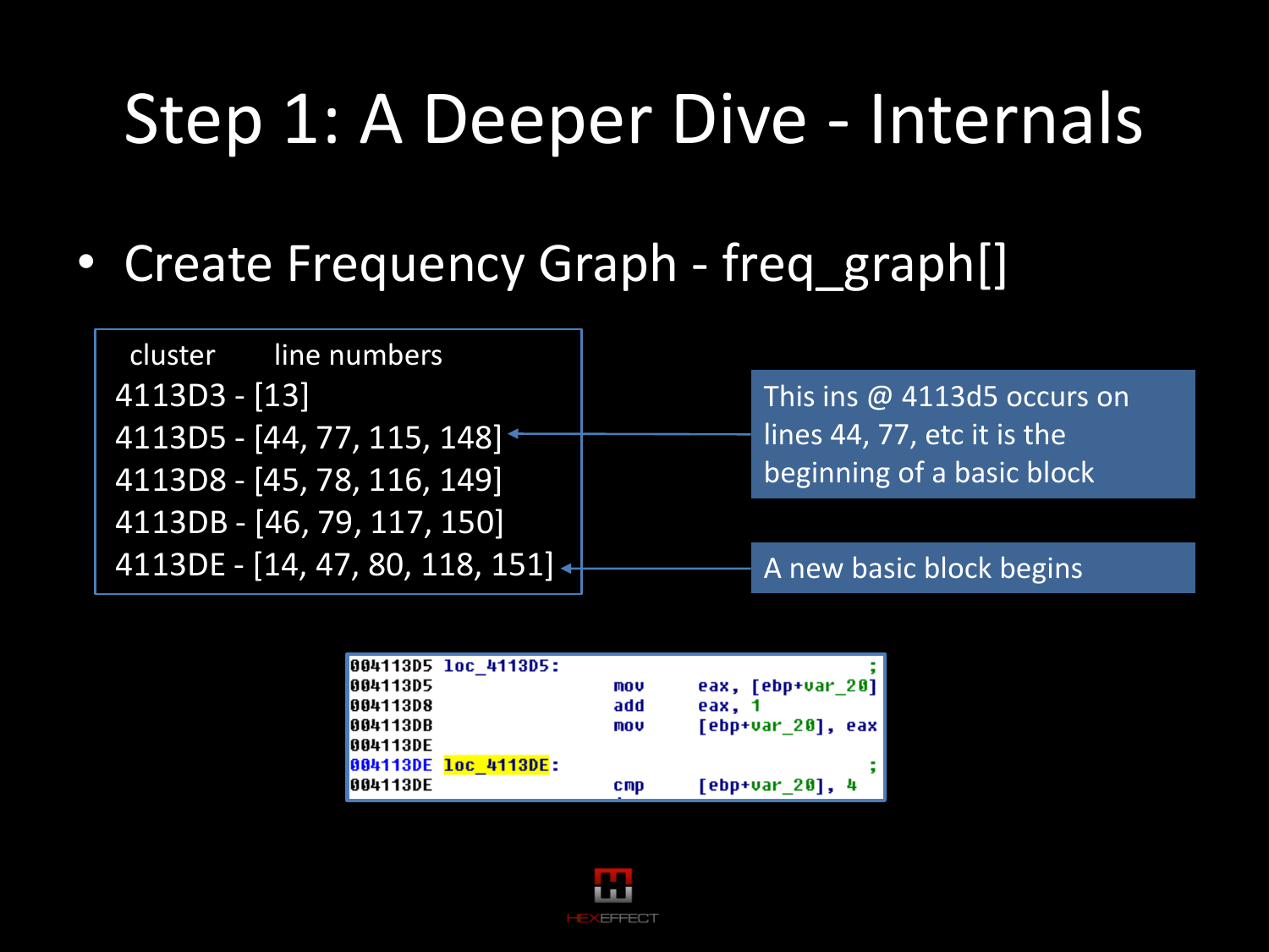# Step 1: A Deeper Dive - Internals

- Create Frequency Graph - freq_graph[]

| cluster | line numbers |
| --- | --- |
| 4113D3 | [13] |
| 4113D5 | [44, 77, 115, 148] |
| 4113D8 | [45, 78, 116, 149] |
| 4113DB | [46, 79, 117, 150] |
| 4113DE | [14, 47, 80, 118, 151] |

This ins @ 4113d5 occurs on lines 44, 77, etc it is the beginning of a basic block

A new basic block begins

```
004113D5 loc_4113D5:                                    ;
004113D5                 mov     eax, [ebp+var_20]
004113D8                 add     eax, 1
004113DB                 mov     [ebp+var_20], eax
004113DE
004113DE loc_4113DE:                                    ;
004113DE                 cmp     [ebp+var_20], 4
```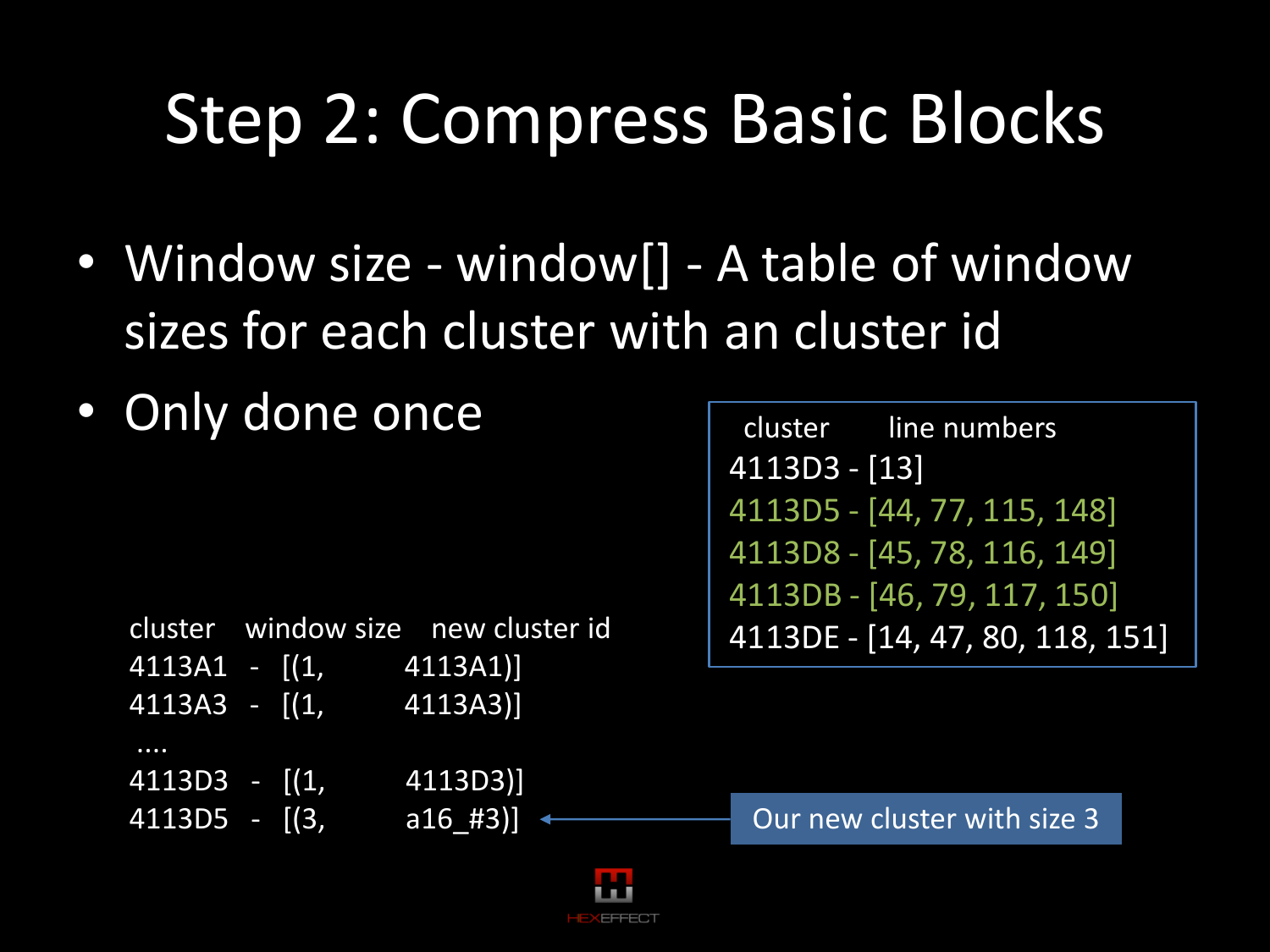# Step 2: Compress Basic Blocks

- Window size - window[] - A table of window sizes for each cluster with an cluster id
- Only done once

```
cluster      line numbers
4113D3 - [13]
4113D5 - [44, 77, 115, 148]
4113D8 - [45, 78, 116, 149]
4113DB - [46, 79, 117, 150]
4113DE - [14, 47, 80, 118, 151]
```

```
cluster   window size   new cluster id
4113A1  -  [(1,         4113A1)]
4113A3  -  [(1,         4113A3)]
 ....
4113D3  -  [(1,         4113D3)]
4113D5  -  [(3,         a16_#3)]   <-- Our new cluster with size 3
```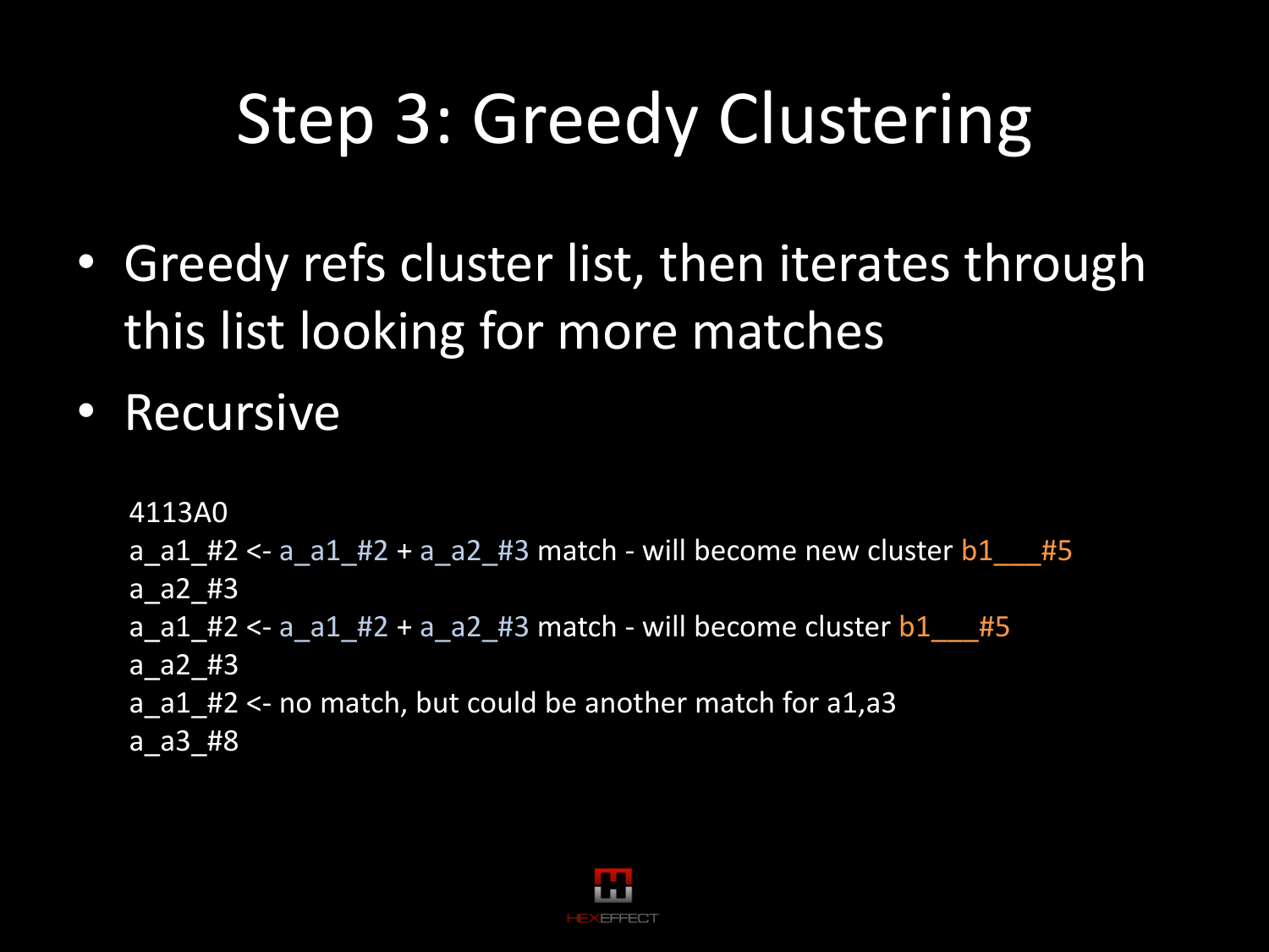# Step 3: Greedy Clustering

- Greedy refs cluster list, then iterates through this list looking for more matches
- Recursive

```
4113A0
a_a1_#2 <- a_a1_#2 + a_a2_#3 match - will become new cluster b1___#5
a_a2_#3
a_a1_#2 <- a_a1_#2 + a_a2_#3 match - will become cluster b1___#5
a_a2_#3
a_a1_#2 <- no match, but could be another match for a1,a3
a_a3_#8
```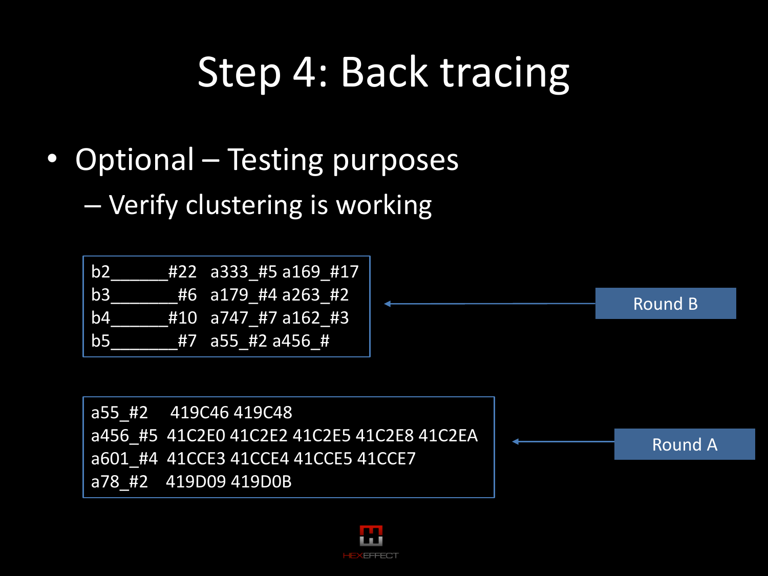# Step 4: Back tracing

- Optional – Testing purposes
  - Verify clustering is working

```
b2______#22   a333_#5 a169_#17
b3_______#6   a179_#4 a263_#2
b4______#10   a747_#7 a162_#3
b5_______#7   a55_#2 a456_#
```

Round B

```
a55_#2     419C46 419C48
a456_#5   41C2E0 41C2E2 41C2E5 41C2E8 41C2EA
a601_#4   41CCE3 41CCE4 41CCE5 41CCE7
a78_#2     419D09 419D0B
```

Round A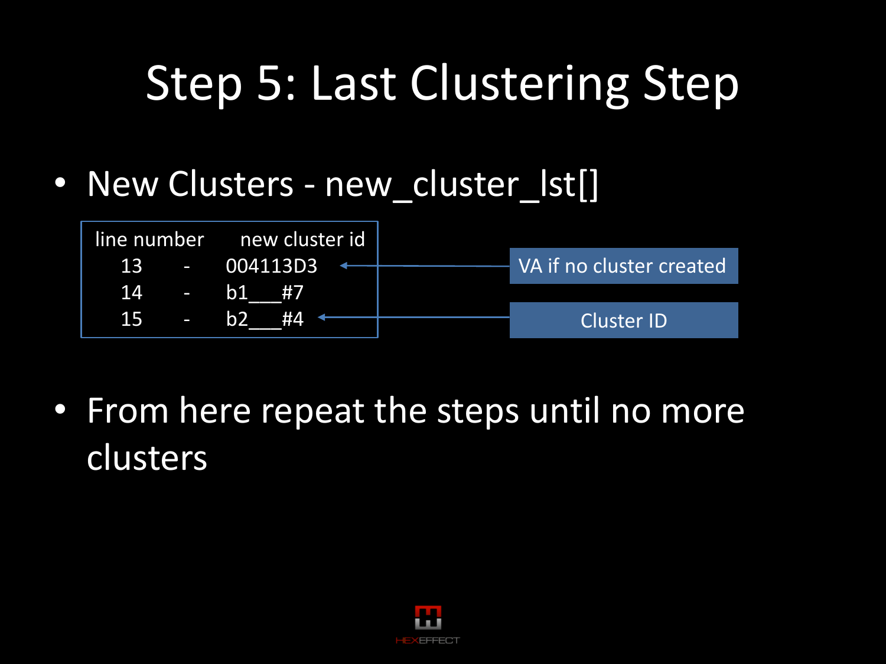# Step 5: Last Clustering Step

- New Clusters - new_cluster_lst[]

| line number | | new cluster id |
|---|---|---|
| 13 | - | 004113D3 |
| 14 | - | b1___#7 |
| 15 | - | b2___#4 |

VA if no cluster created

Cluster ID

- From here repeat the steps until no more clusters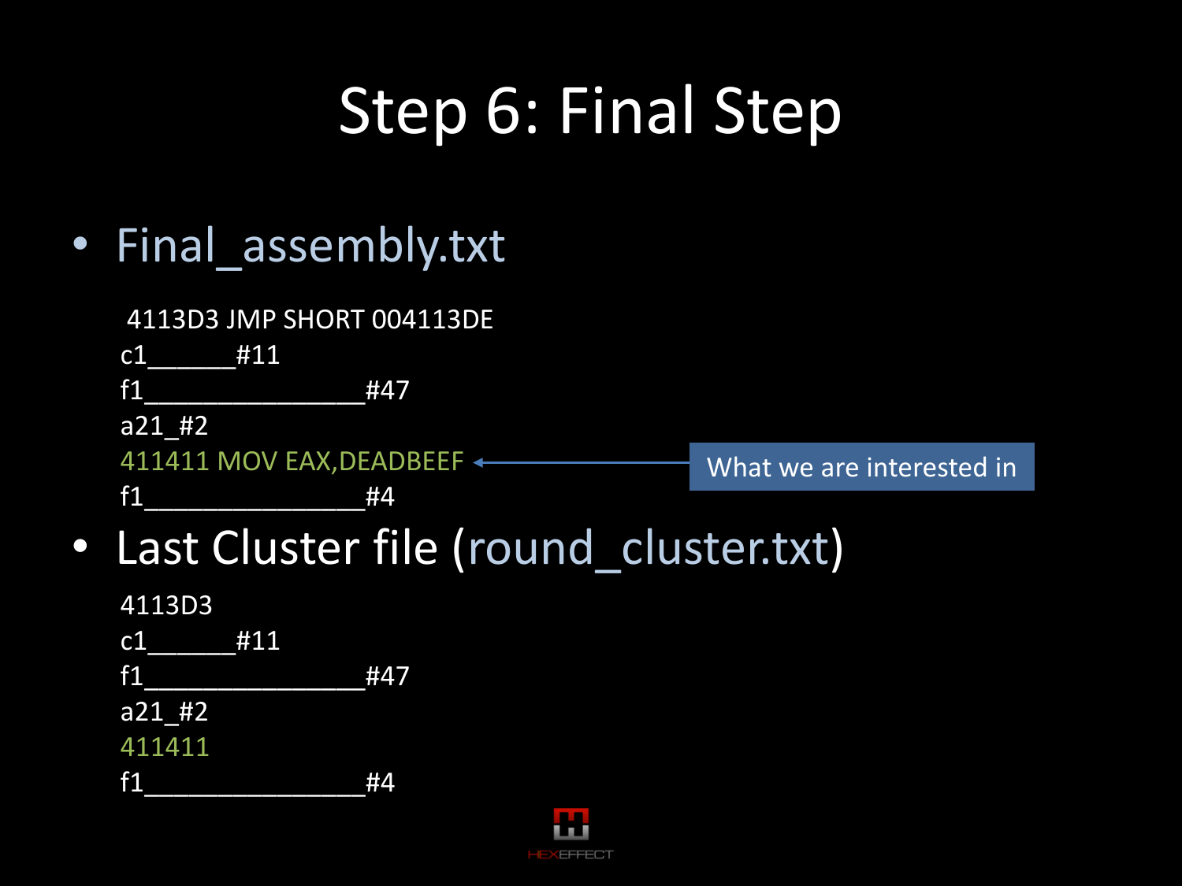# Step 6: Final Step

- Final_assembly.txt

```
4113D3 JMP SHORT 004113DE
c1______#11
f1________________#47
a21_#2
411411 MOV EAX,DEADBEEF
f1________________#4
```

What we are interested in

- Last Cluster file (round_cluster.txt)

```
4113D3
c1______#11
f1________________#47
a21_#2
411411
f1________________#4
```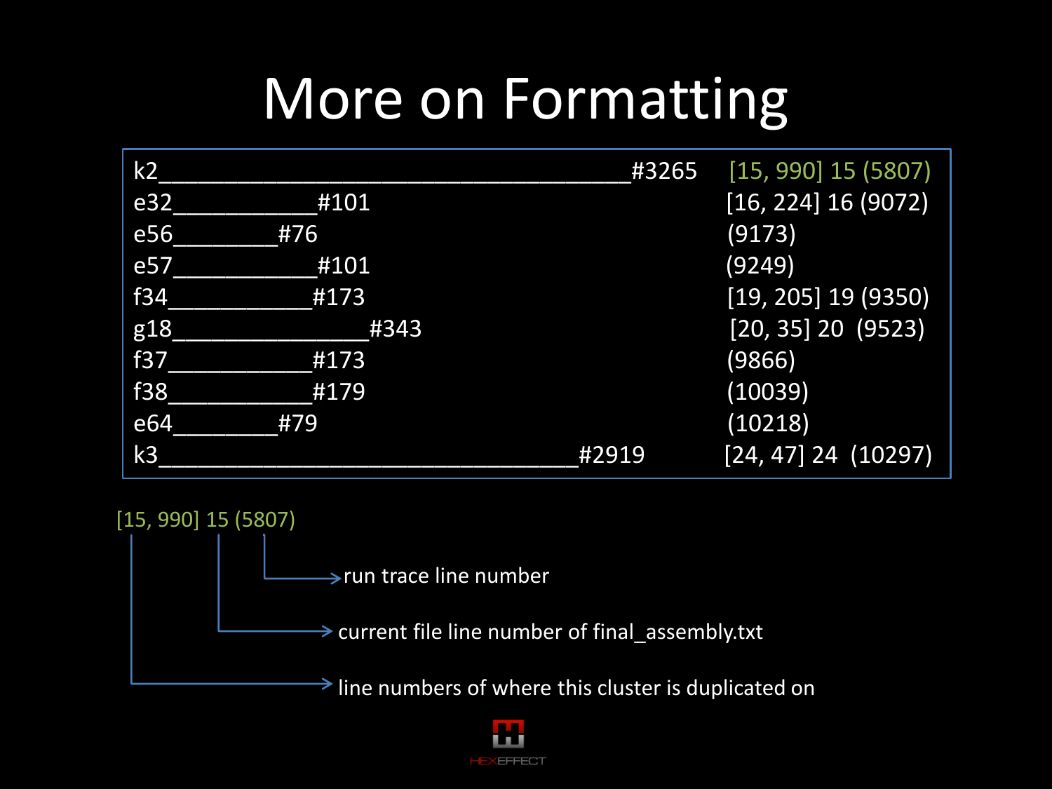# More on Formatting

```
k2_______________________________________#3265    [15, 990] 15 (5807)
e32____________#101                              [16, 224] 16 (9072)
e56_________#76                                  (9173)
e57____________#101                              (9249)
f34____________#173                              [19, 205] 19 (9350)
g18_________________#343                          [20, 35] 20  (9523)
f37____________#173                              (9866)
f38____________#179                              (10039)
e64_________#79                                  (10218)
k3___________________________________#2919       [24, 47] 24  (10297)
```

[15, 990] 15 (5807)

- (5807) → run trace line number
- 15 → current file line number of final_assembly.txt
- [15, 990] → line numbers of where this cluster is duplicated on

HEXEFFECT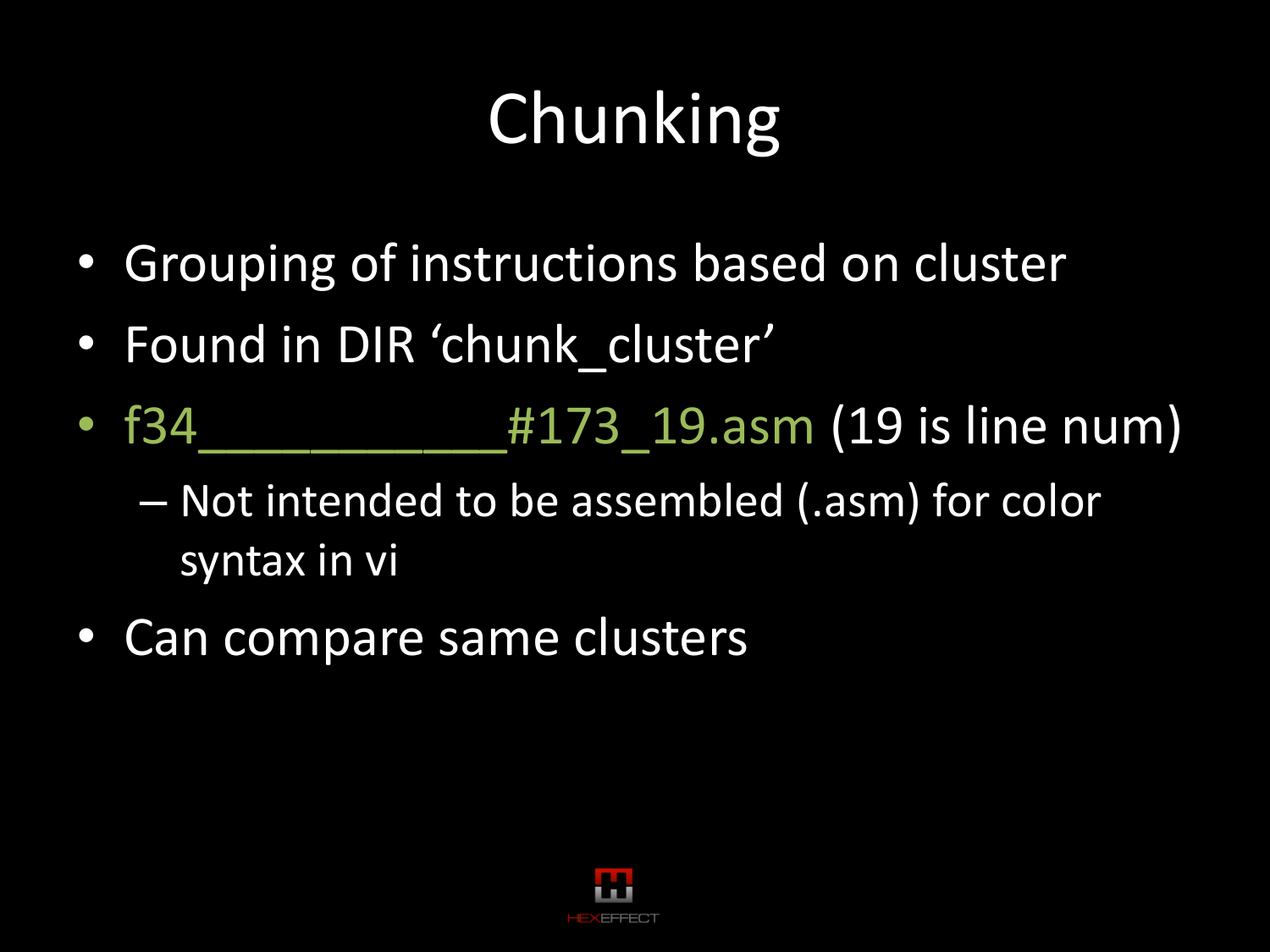# Chunking

- Grouping of instructions based on cluster
- Found in DIR ‘chunk_cluster’
- f34____________#173_19.asm (19 is line num)
  - Not intended to be assembled (.asm) for color syntax in vi
- Can compare same clusters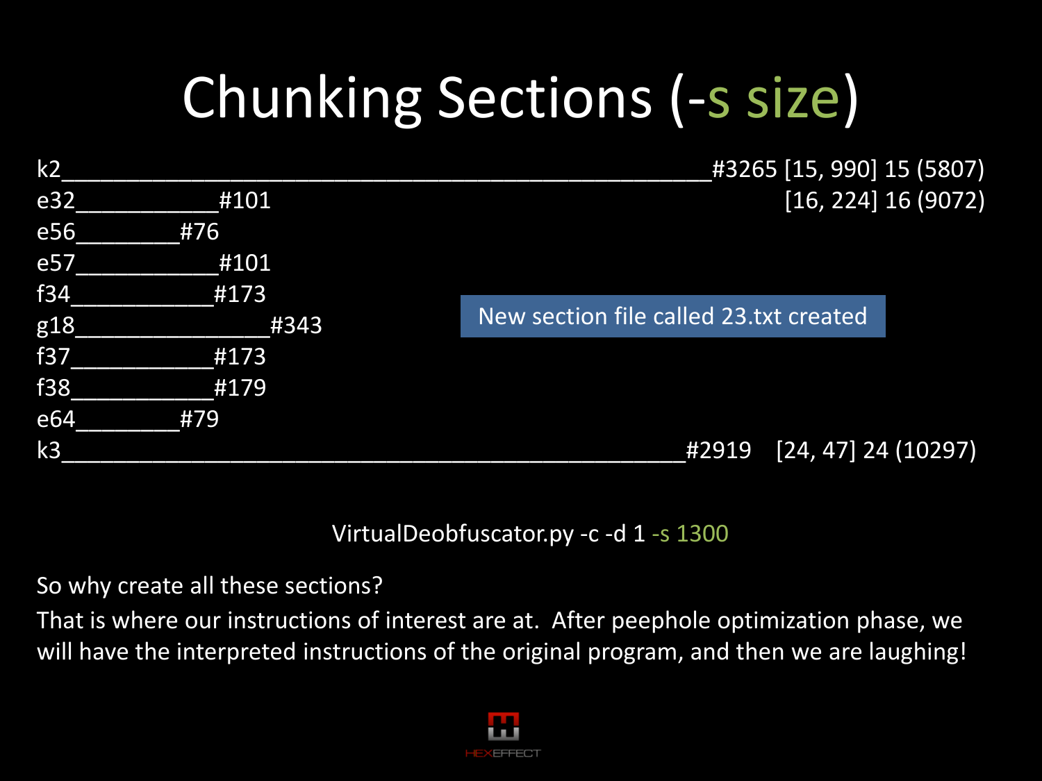# Chunking Sections (-s size)

```
k2_____________________________________________#3265 [15, 990] 15 (5807)
e32__________#101                                    [16, 224] 16 (9072)
e56_______#76
e57__________#101
f34__________#173
g18______________#343          New section file called 23.txt created
f37__________#173
f38__________#179
e64_______#79
k3___________________________________________#2919   [24, 47] 24 (10297)
```

VirtualDeobfuscator.py -c -d 1 -s 1300

So why create all these sections?

That is where our instructions of interest are at. After peephole optimization phase, we will have the interpreted instructions of the original program, and then we are laughing!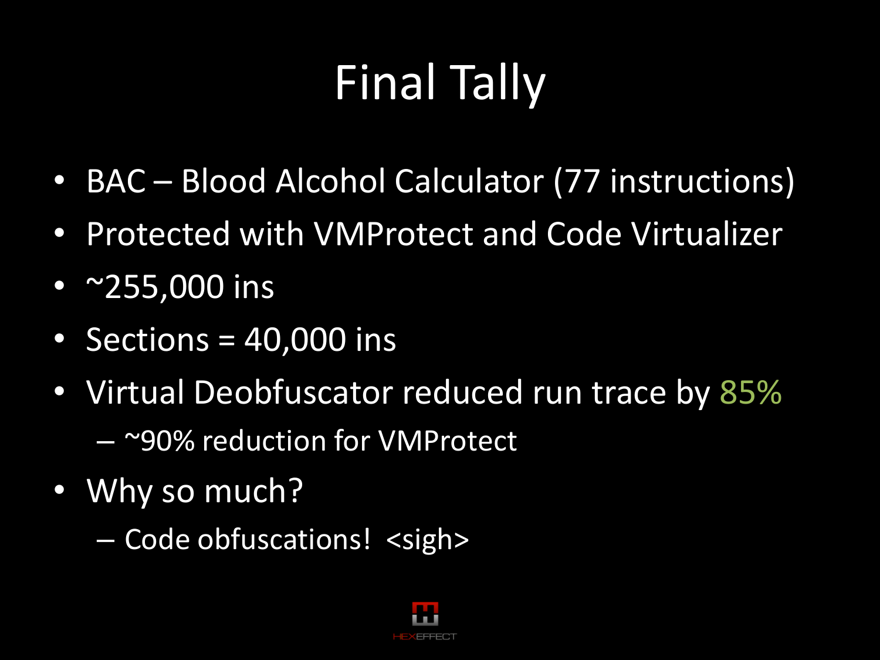# Final Tally

- BAC – Blood Alcohol Calculator (77 instructions)
- Protected with VMProtect and Code Virtualizer
- ~255,000 ins
- Sections = 40,000 ins
- Virtual Deobfuscator reduced run trace by 85%
  - ~90% reduction for VMProtect
- Why so much?
  - Code obfuscations! <sigh>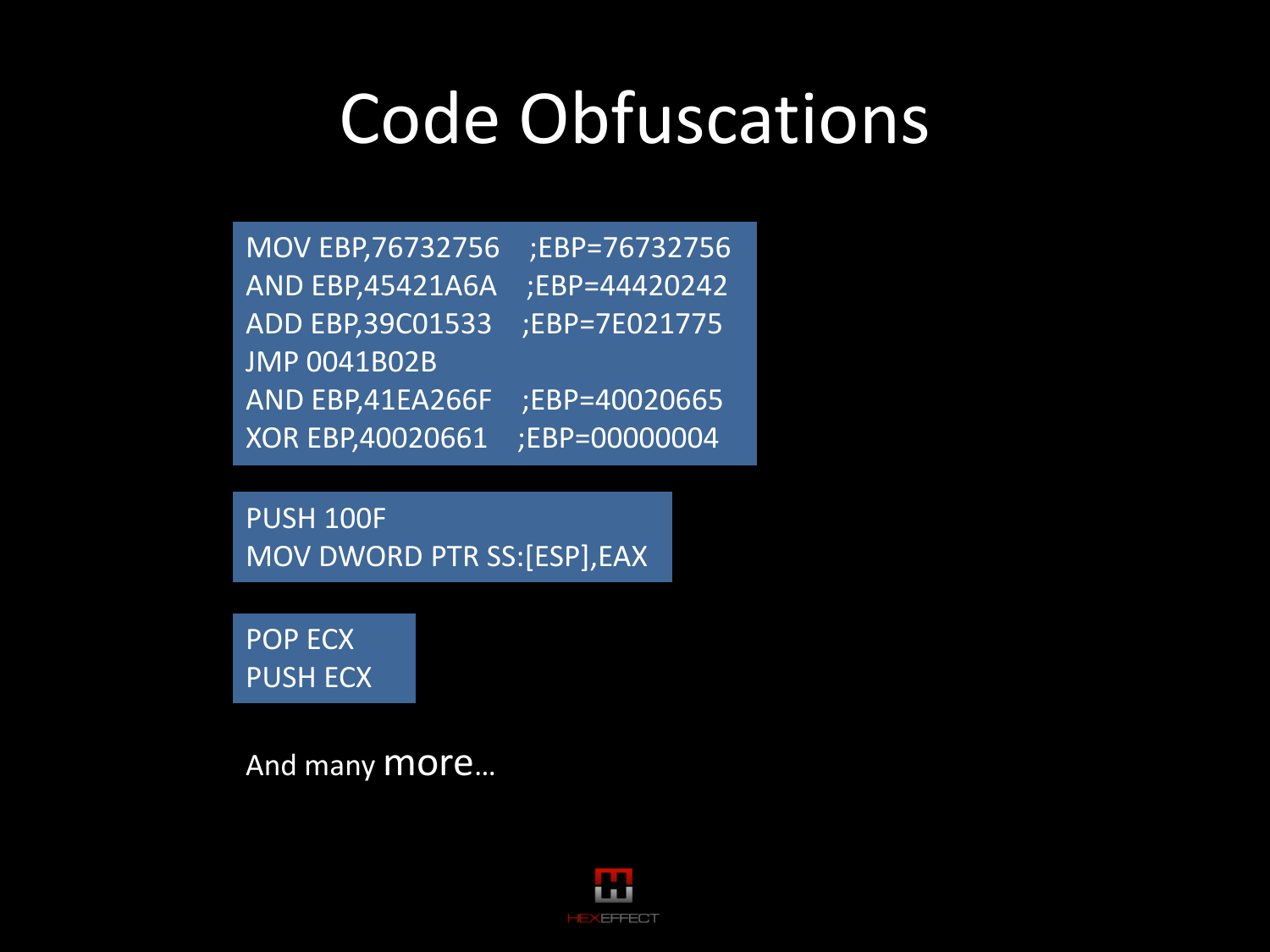# Code Obfuscations

```
MOV EBP,76732756    ;EBP=76732756
AND EBP,45421A6A    ;EBP=44420242
ADD EBP,39C01533    ;EBP=7E021775
JMP 0041B02B
AND EBP,41EA266F    ;EBP=40020665
XOR EBP,40020661    ;EBP=00000004
```

```
PUSH 100F
MOV DWORD PTR SS:[ESP],EAX
```

```
POP ECX
PUSH ECX
```

And many more…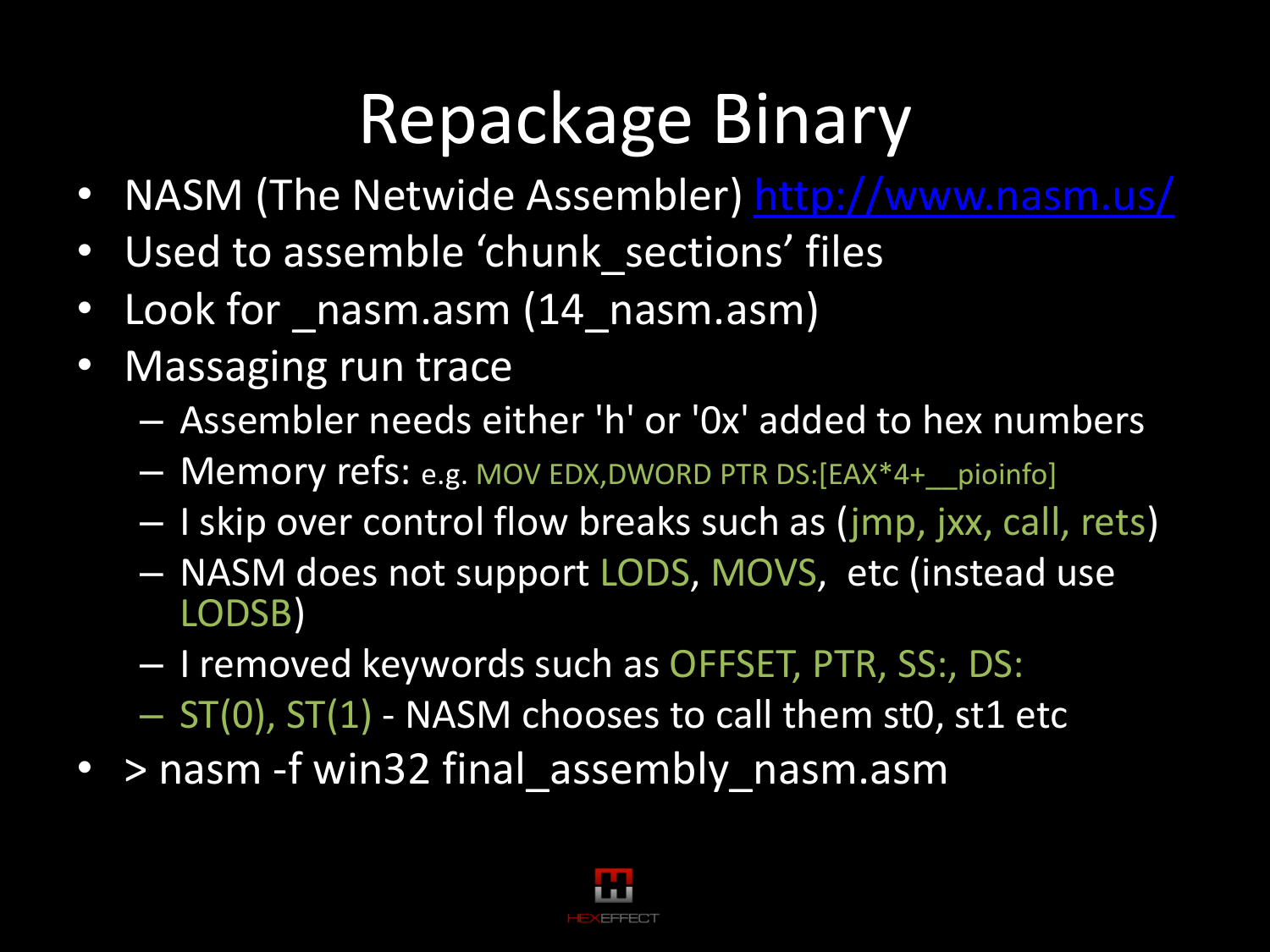# Repackage Binary

- NASM (The Netwide Assembler) http://www.nasm.us/
- Used to assemble 'chunk_sections' files
- Look for _nasm.asm (14_nasm.asm)
- Massaging run trace
  - Assembler needs either 'h' or '0x' added to hex numbers
  - Memory refs: e.g. MOV EDX,DWORD PTR DS:[EAX*4+__pioinfo]
  - I skip over control flow breaks such as (jmp, jxx, call, rets)
  - NASM does not support LODS, MOVS, etc (instead use LODSB)
  - I removed keywords such as OFFSET, PTR, SS:, DS:
  - ST(0), ST(1) - NASM chooses to call them st0, st1 etc
- > nasm -f win32 final_assembly_nasm.asm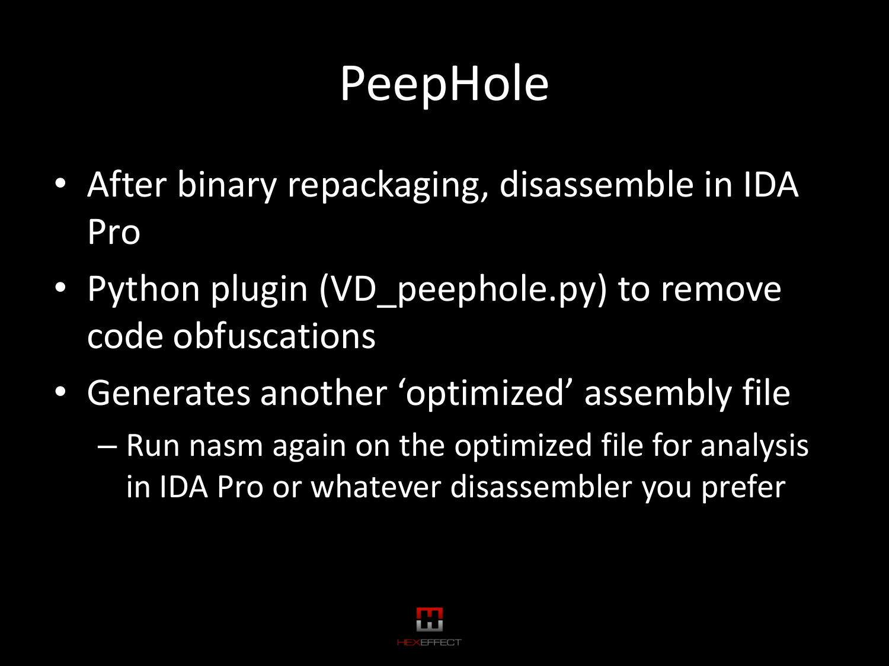# PeepHole

- After binary repackaging, disassemble in IDA Pro
- Python plugin (VD_peephole.py) to remove code obfuscations
- Generates another 'optimized' assembly file
  - Run nasm again on the optimized file for analysis in IDA Pro or whatever disassembler you prefer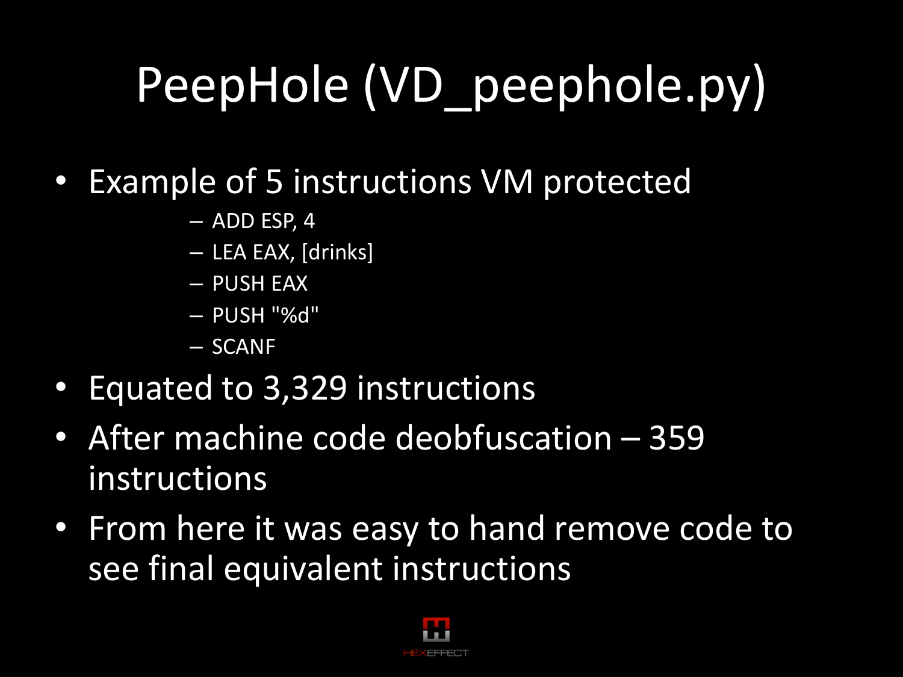# PeepHole (VD_peephole.py)

- Example of 5 instructions VM protected
  - ADD ESP, 4
  - LEA EAX, [drinks]
  - PUSH EAX
  - PUSH "%d"
  - SCANF
- Equated to 3,329 instructions
- After machine code deobfuscation – 359 instructions
- From here it was easy to hand remove code to see final equivalent instructions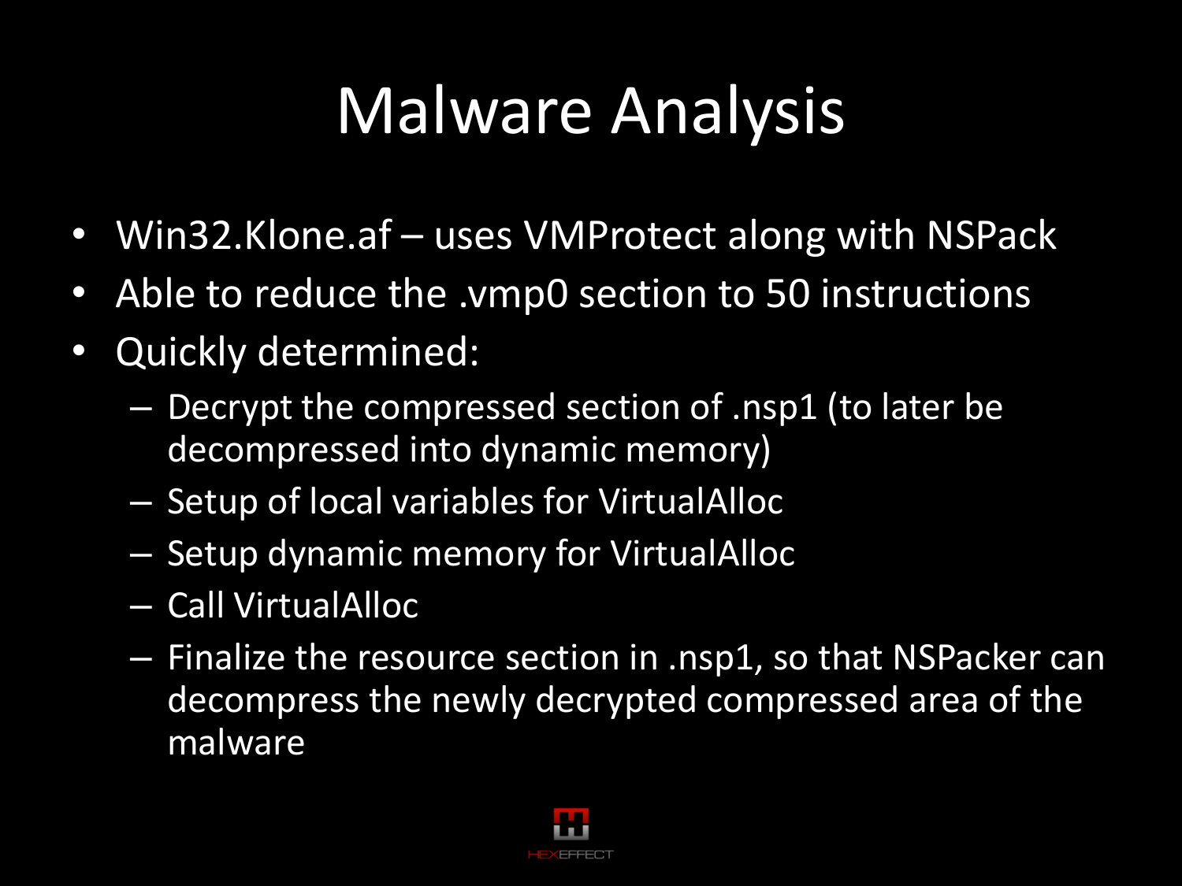# Malware Analysis

- Win32.Klone.af – uses VMProtect along with NSPack
- Able to reduce the .vmp0 section to 50 instructions
- Quickly determined:
  - Decrypt the compressed section of .nsp1 (to later be decompressed into dynamic memory)
  - Setup of local variables for VirtualAlloc
  - Setup dynamic memory for VirtualAlloc
  - Call VirtualAlloc
  - Finalize the resource section in .nsp1, so that NSPacker can decompress the newly decrypted compressed area of the malware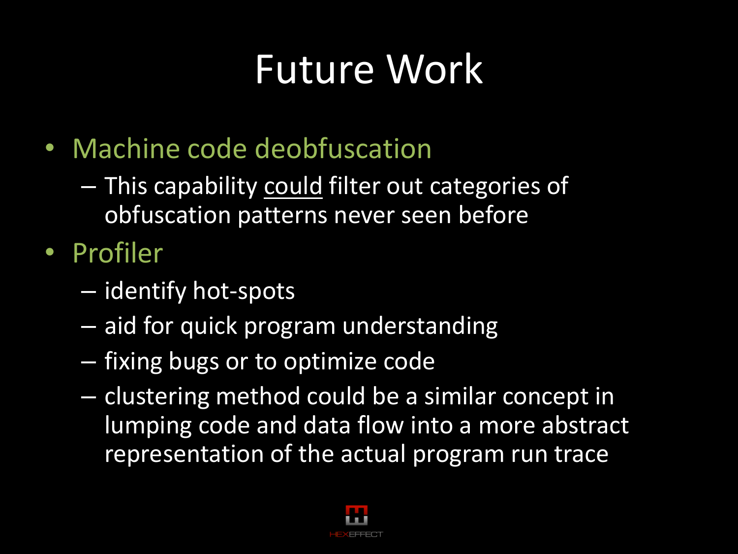# Future Work

- Machine code deobfuscation
  - This capability <u>could</u> filter out categories of obfuscation patterns never seen before
- Profiler
  - identify hot-spots
  - aid for quick program understanding
  - fixing bugs or to optimize code
  - clustering method could be a similar concept in lumping code and data flow into a more abstract representation of the actual program run trace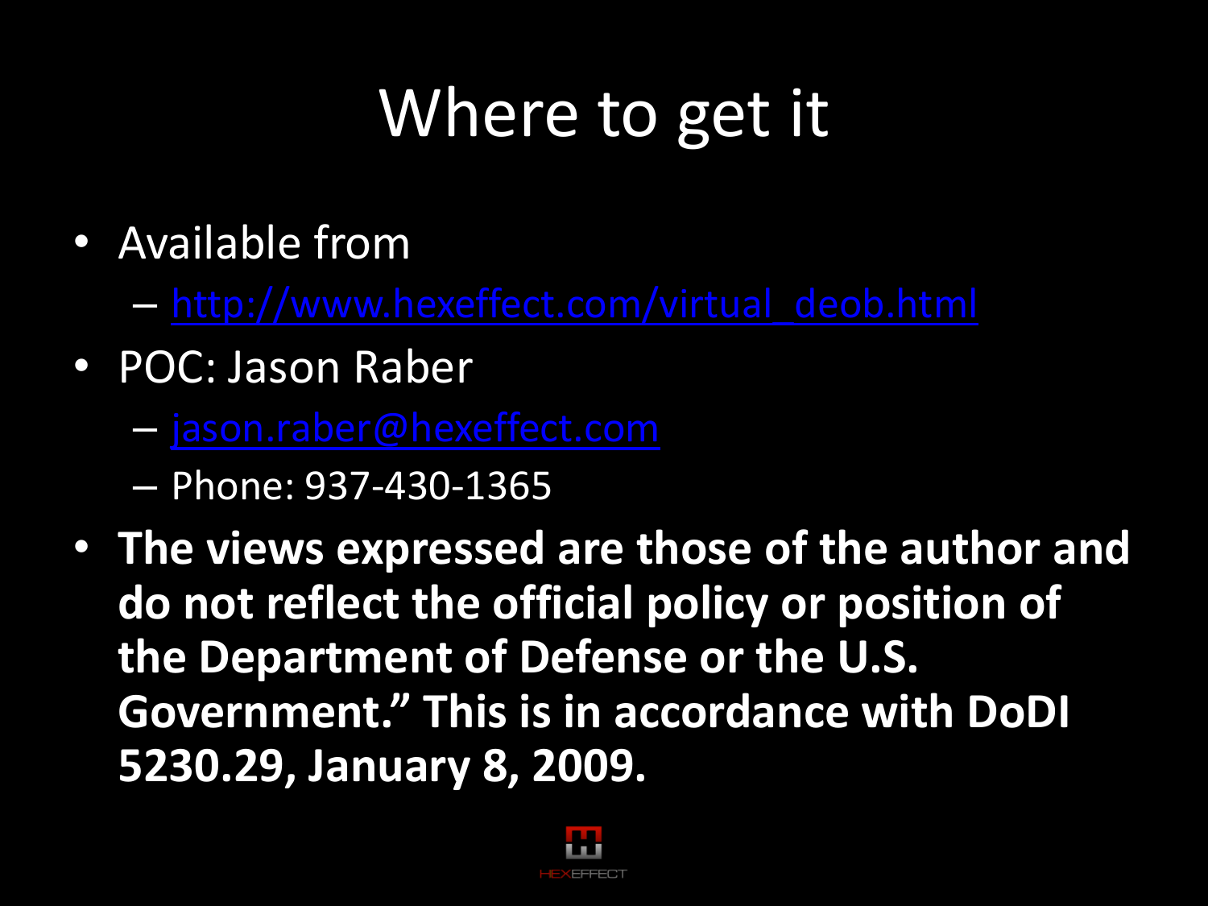# Where to get it

- Available from
  - http://www.hexeffect.com/virtual_deob.html
- POC: Jason Raber
  - jason.raber@hexeffect.com
  - Phone: 937-430-1365
- **The views expressed are those of the author and do not reflect the official policy or position of the Department of Defense or the U.S. Government." This is in accordance with DoDI 5230.29, January 8, 2009.**

HEXEFFECT